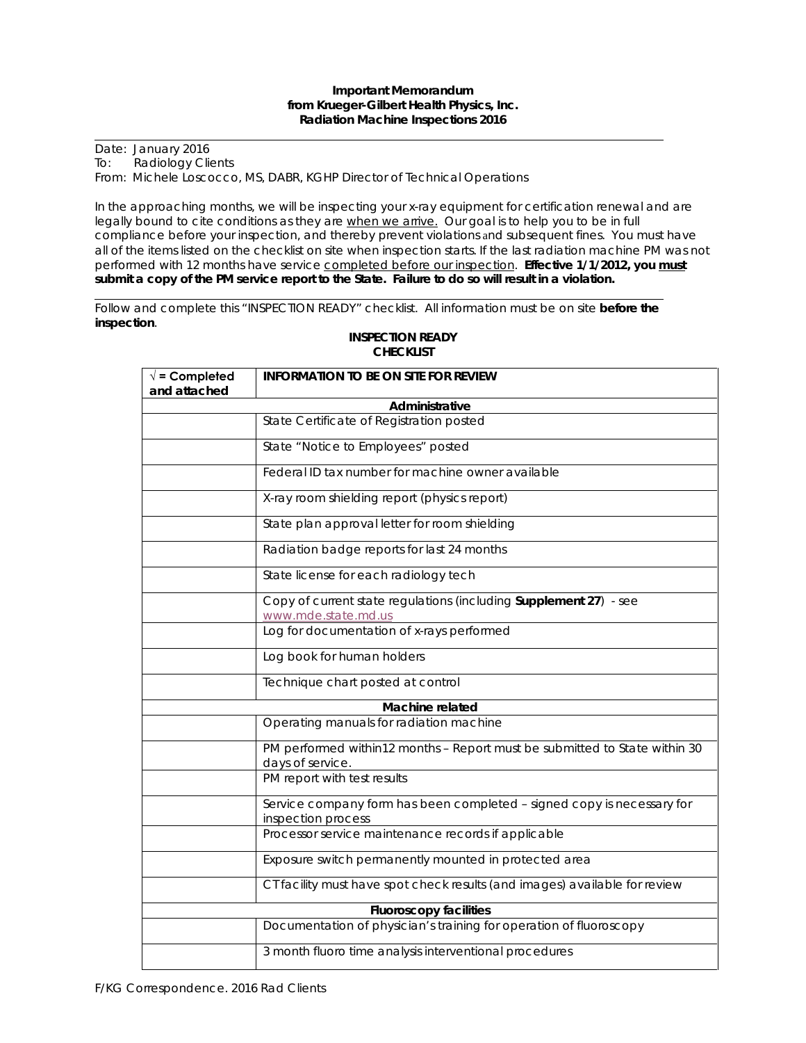**Important Memorandum**
**from Krueger-Gilbert Health Physics, Inc.**
**Radiation Machine Inspections 2016**

---

Date: January 2016
To: Radiology Clients
From: Michele Loscocco, MS, DABR, KGHP Director of Technical Operations

In the approaching months, we will be inspecting your x-ray equipment for certification renewal and are legally bound to cite conditions as they are <u>when we arrive.</u> Our goal is to help you to be in full compliance before your inspection, and thereby prevent violations and subsequent fines. You must have all of the items listed on the checklist on site when inspection starts. If the last radiation machine PM was not performed with 12 months have service <u>completed before our inspection</u>. **Effective 1/1/2012, you <u>must</u> submit a copy of the PM service report to the State. Failure to do so will result in a violation.**

---

Follow and complete this "INSPECTION READY" checklist. All information must be on site **before the inspection**.

**INSPECTION READY**
**CHECKLIST**

| √ = Completed and attached | INFORMATION TO BE ON SITE FOR REVIEW |
|---|---|
| | **Administrative** |
| | State Certificate of Registration posted |
| | State "Notice to Employees" posted |
| | Federal ID tax number for machine owner available |
| | X-ray room shielding report (physics report) |
| | State plan approval letter for room shielding |
| | Radiation badge reports for last 24 months |
| | State license for each radiology tech |
| | Copy of current state regulations (including **Supplement 27**) - see www.mde.state.md.us |
| | Log for documentation of x-rays performed |
| | Log book for human holders |
| | Technique chart posted at control |
| | **Machine related** |
| | Operating manuals for radiation machine |
| | PM performed within12 months – Report must be submitted to State within 30 days of service. |
| | PM report with test results |
| | Service company form has been completed – signed copy is necessary for inspection process |
| | Processor service maintenance records if applicable |
| | Exposure switch permanently mounted in protected area |
| | CT facility must have spot check results (and images) available for review |
| | **Fluoroscopy facilities** |
| | Documentation of physician's training for operation of fluoroscopy |
| | 3 month fluoro time analysis interventional procedures |

F/KG Correspondence. 2016 Rad Clients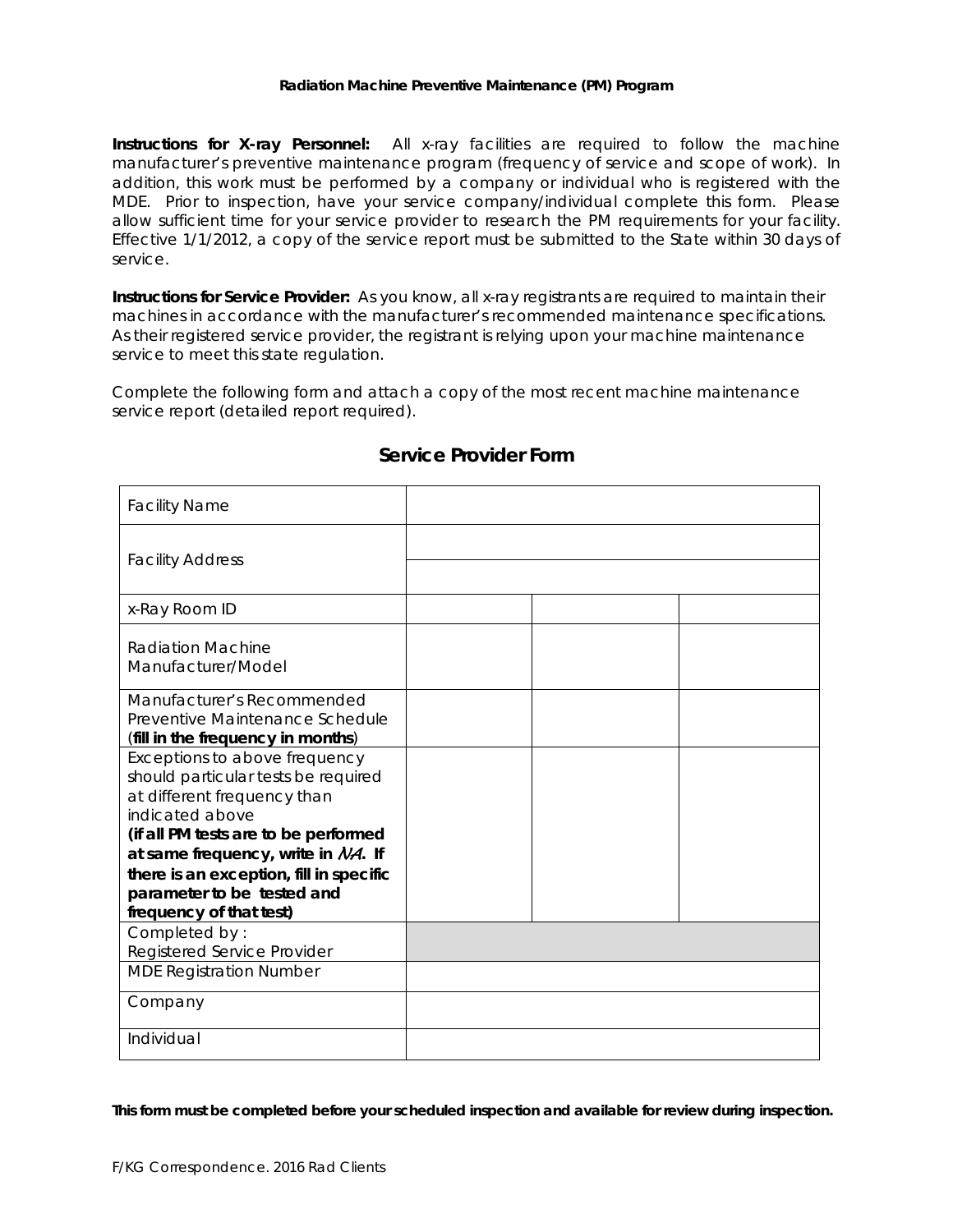**Radiation Machine Preventive Maintenance (PM) Program**

**Instructions for X-ray Personnel:** All x-ray facilities are required to follow the machine manufacturer's preventive maintenance program (frequency of service and scope of work). In addition, this work must be performed by a company or individual who is registered with the MDE. Prior to inspection, have your service company/individual complete this form. Please allow sufficient time for your service provider to research the PM requirements for your facility. Effective 1/1/2012, a copy of the service report must be submitted to the State within 30 days of service.

**Instructions for Service Provider:** As you know, all x-ray registrants are required to maintain their machines in accordance with the manufacturer's recommended maintenance specifications. As their registered service provider, the registrant is relying upon your machine maintenance service to meet this state regulation.

Complete the following form and attach a copy of the most recent machine maintenance service report (detailed report required).

## Service Provider Form

| | | | |
|---|---|---|---|
| Facility Name | | | |
| Facility Address | | | |
| | | | |
| x-Ray Room ID | | | |
| Radiation Machine Manufacturer/Model | | | |
| Manufacturer's Recommended Preventive Maintenance Schedule (**fill in the frequency in months**) | | | |
| Exceptions to above frequency should particular tests be required at different frequency than indicated above **(if all PM tests are to be performed at same frequency, write in *NA*. If there is an exception, fill in specific parameter to be tested and frequency of that test)** | | | |
| Completed by : Registered Service Provider | | | |
| MDE Registration Number | | | |
| Company | | | |
| Individual | | | |

**This form must be completed before your scheduled inspection and available for review during inspection.**

F/KG Correspondence. 2016 Rad Clients